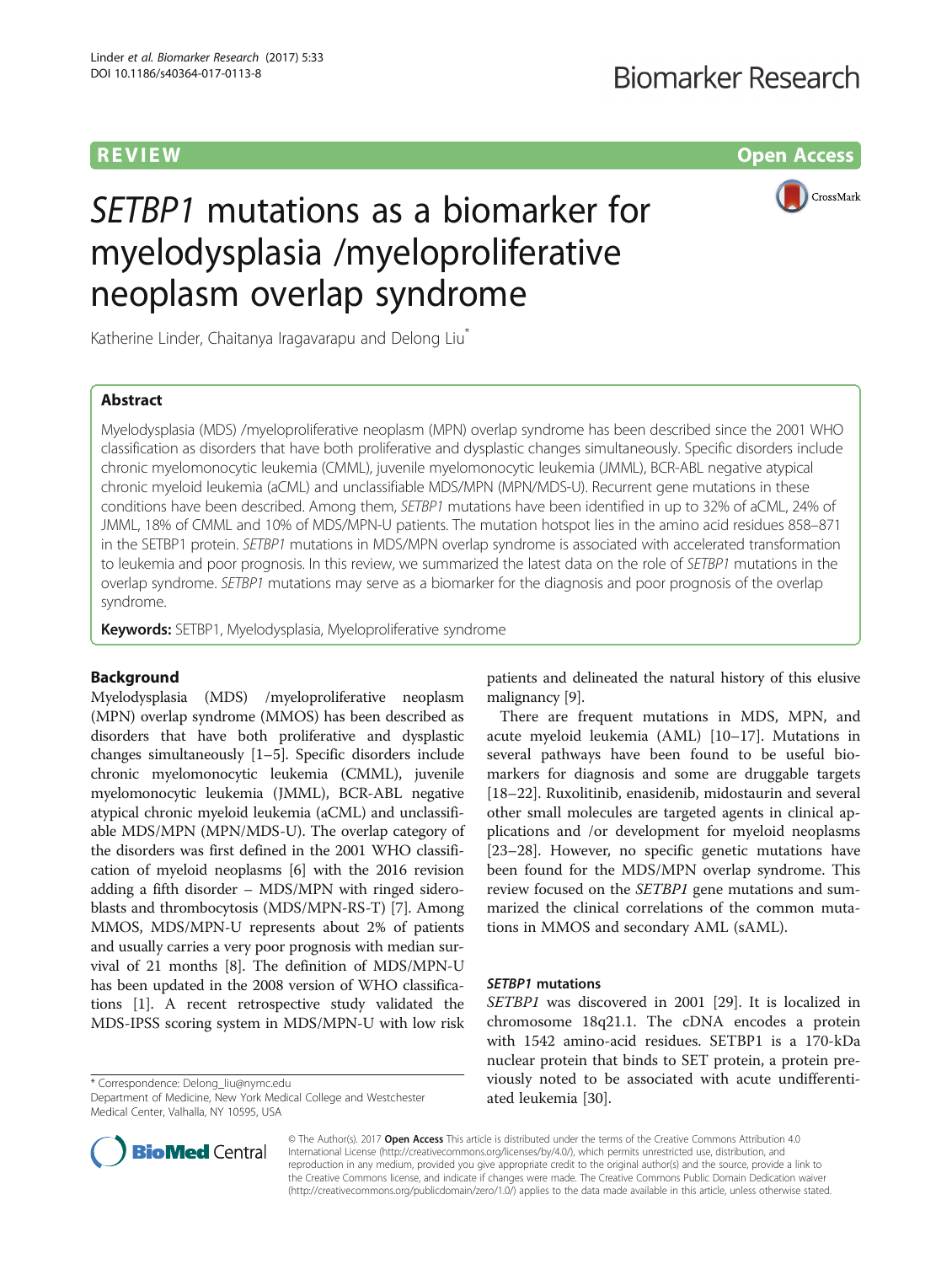# *SETBP1* mutations as a biomarker for myelodysplasia /myeloproliferative neoplasm overlap syndrome

Katherine Linder, Chaitanya Iragavarapu and Delong Liu*

## Abstract

Myelodysplasia (MDS) /myeloproliferative neoplasm (MPN) overlap syndrome has been described since the 2001 WHO classification as disorders that have both proliferative and dysplastic changes simultaneously. Specific disorders include chronic myelomonocytic leukemia (CMML), juvenile myelomonocytic leukemia (JMML), BCR-ABL negative atypical chronic myeloid leukemia (aCML) and unclassifiable MDS/MPN (MPN/MDS-U). Recurrent gene mutations in these conditions have been described. Among them, *SETBP1* mutations have been identified in up to 32% of aCML, 24% of JMML, 18% of CMML and 10% of MDS/MPN-U patients. The mutation hotspot lies in the amino acid residues 858–871 in the SETBP1 protein. *SETBP1* mutations in MDS/MPN overlap syndrome is associated with accelerated transformation to leukemia and poor prognosis. In this review, we summarized the latest data on the role of *SETBP1* mutations in the overlap syndrome. *SETBP1* mutations may serve as a biomarker for the diagnosis and poor prognosis of the overlap syndrome.

**Keywords:** SETBP1, Myelodysplasia, Myeloproliferative syndrome

## Background

Myelodysplasia (MDS) /myeloproliferative neoplasm (MPN) overlap syndrome (MMOS) has been described as disorders that have both proliferative and dysplastic changes simultaneously [1–5]. Specific disorders include chronic myelomonocytic leukemia (CMML), juvenile myelomonocytic leukemia (JMML), BCR-ABL negative atypical chronic myeloid leukemia (aCML) and unclassifiable MDS/MPN (MPN/MDS-U). The overlap category of the disorders was first defined in the 2001 WHO classification of myeloid neoplasms [6] with the 2016 revision adding a fifth disorder – MDS/MPN with ringed sideroblasts and thrombocytosis (MDS/MPN-RS-T) [7]. Among MMOS, MDS/MPN-U represents about 2% of patients and usually carries a very poor prognosis with median survival of 21 months [8]. The definition of MDS/MPN-U has been updated in the 2008 version of WHO classifications [1]. A recent retrospective study validated the MDS-IPSS scoring system in MDS/MPN-U with low risk patients and delineated the natural history of this elusive malignancy [9].

There are frequent mutations in MDS, MPN, and acute myeloid leukemia (AML) [10–17]. Mutations in several pathways have been found to be useful biomarkers for diagnosis and some are druggable targets [18–22]. Ruxolitinib, enasidenib, midostaurin and several other small molecules are targeted agents in clinical applications and /or development for myeloid neoplasms [23–28]. However, no specific genetic mutations have been found for the MDS/MPN overlap syndrome. This review focused on the *SETBP1* gene mutations and summarized the clinical correlations of the common mutations in MMOS and secondary AML (sAML).

### *SETBP1* mutations

*SETBP1* was discovered in 2001 [29]. It is localized in chromosome 18q21.1. The cDNA encodes a protein with 1542 amino-acid residues. SETBP1 is a 170-kDa nuclear protein that binds to SET protein, a protein previously noted to be associated with acute undifferentiated leukemia [30].

* Correspondence: Delong_liu@nymc.edu
Department of Medicine, New York Medical College and Westchester Medical Center, Valhalla, NY 10595, USA

© The Author(s). 2017 **Open Access** This article is distributed under the terms of the Creative Commons Attribution 4.0 International License (http://creativecommons.org/licenses/by/4.0/), which permits unrestricted use, distribution, and reproduction in any medium, provided you give appropriate credit to the original author(s) and the source, provide a link to the Creative Commons license, and indicate if changes were made. The Creative Commons Public Domain Dedication waiver (http://creativecommons.org/publicdomain/zero/1.0/) applies to the data made available in this article, unless otherwise stated.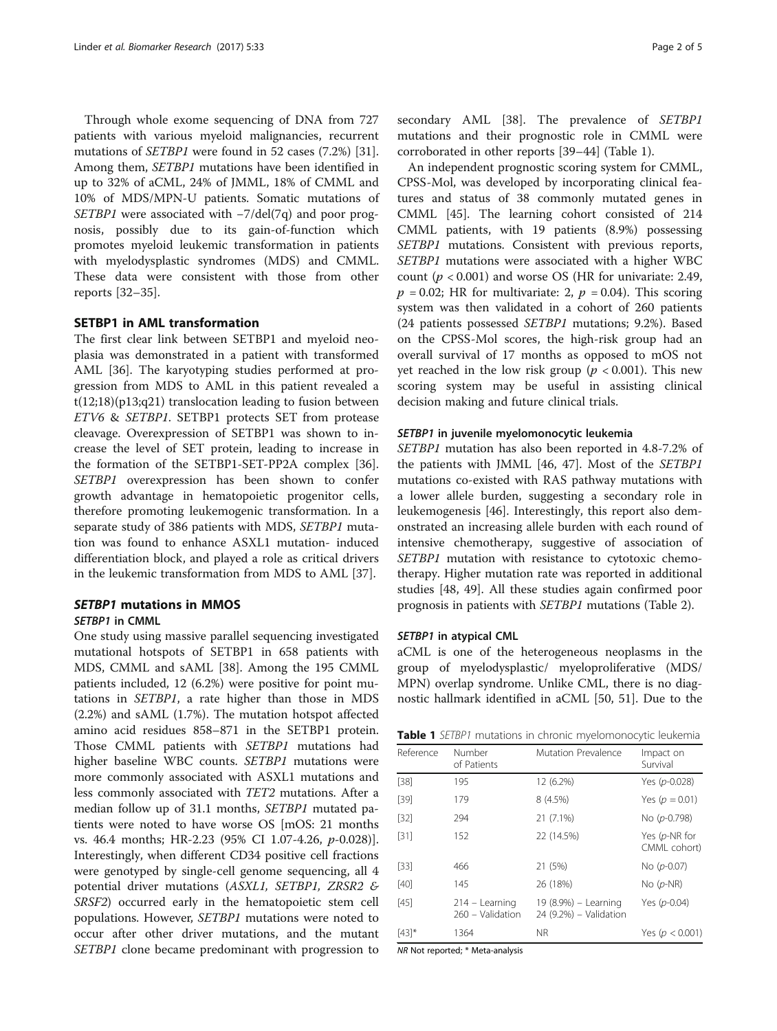Through whole exome sequencing of DNA from 727 patients with various myeloid malignancies, recurrent mutations of *SETBP1* were found in 52 cases (7.2%) [31]. Among them, *SETBP1* mutations have been identified in up to 32% of aCML, 24% of JMML, 18% of CMML and 10% of MDS/MPN-U patients. Somatic mutations of *SETBP1* were associated with −7/del(7q) and poor prognosis, possibly due to its gain-of-function which promotes myeloid leukemic transformation in patients with myelodysplastic syndromes (MDS) and CMML. These data were consistent with those from other reports [32–35].

## SETBP1 in AML transformation

The first clear link between SETBP1 and myeloid neoplasia was demonstrated in a patient with transformed AML [36]. The karyotyping studies performed at progression from MDS to AML in this patient revealed a t(12;18)(p13;q21) translocation leading to fusion between *ETV6* & *SETBP1*. SETBP1 protects SET from protease cleavage. Overexpression of SETBP1 was shown to increase the level of SET protein, leading to increase in the formation of the SETBP1-SET-PP2A complex [36]. *SETBP1* overexpression has been shown to confer growth advantage in hematopoietic progenitor cells, therefore promoting leukemogenic transformation. In a separate study of 386 patients with MDS, *SETBP1* mutation was found to enhance ASXL1 mutation- induced differentiation block, and played a role as critical drivers in the leukemic transformation from MDS to AML [37].

## *SETBP1* mutations in MMOS

### *SETBP1* in CMML

One study using massive parallel sequencing investigated mutational hotspots of SETBP1 in 658 patients with MDS, CMML and sAML [38]. Among the 195 CMML patients included, 12 (6.2%) were positive for point mutations in *SETBP1*, a rate higher than those in MDS (2.2%) and sAML (1.7%). The mutation hotspot affected amino acid residues 858–871 in the SETBP1 protein. Those CMML patients with *SETBP1* mutations had higher baseline WBC counts. *SETBP1* mutations were more commonly associated with ASXL1 mutations and less commonly associated with *TET2* mutations. After a median follow up of 31.1 months, *SETBP1* mutated patients were noted to have worse OS [mOS: 21 months vs. 46.4 months; HR-2.23 (95% CI 1.07-4.26, *p*-0.028)]. Interestingly, when different CD34 positive cell fractions were genotyped by single-cell genome sequencing, all 4 potential driver mutations (*ASXL1, SETBP1, ZRSR2* & *SRSF2*) occurred early in the hematopoietic stem cell populations. However, *SETBP1* mutations were noted to occur after other driver mutations, and the mutant *SETBP1* clone became predominant with progression to secondary AML [38]. The prevalence of *SETBP1* mutations and their prognostic role in CMML were corroborated in other reports [39–44] (Table 1).

An independent prognostic scoring system for CMML, CPSS-Mol, was developed by incorporating clinical features and status of 38 commonly mutated genes in CMML [45]. The learning cohort consisted of 214 CMML patients, with 19 patients (8.9%) possessing *SETBP1* mutations. Consistent with previous reports, *SETBP1* mutations were associated with a higher WBC count ($p < 0.001$) and worse OS (HR for univariate: 2.49, $p = 0.02$; HR for multivariate: 2, $p = 0.04$). This scoring system was then validated in a cohort of 260 patients (24 patients possessed *SETBP1* mutations; 9.2%). Based on the CPSS-Mol scores, the high-risk group had an overall survival of 17 months as opposed to mOS not yet reached in the low risk group ($p < 0.001$). This new scoring system may be useful in assisting clinical decision making and future clinical trials.

### *SETBP1* in juvenile myelomonocytic leukemia

*SETBP1* mutation has also been reported in 4.8-7.2% of the patients with JMML [46, 47]. Most of the *SETBP1* mutations co-existed with RAS pathway mutations with a lower allele burden, suggesting a secondary role in leukemogenesis [46]. Interestingly, this report also demonstrated an increasing allele burden with each round of intensive chemotherapy, suggestive of association of *SETBP1* mutation with resistance to cytotoxic chemotherapy. Higher mutation rate was reported in additional studies [48, 49]. All these studies again confirmed poor prognosis in patients with *SETBP1* mutations (Table 2).

### *SETBP1* in atypical CML

aCML is one of the heterogeneous neoplasms in the group of myelodysplastic/ myeloproliferative (MDS/MPN) overlap syndrome. Unlike CML, there is no diagnostic hallmark identified in aCML [50, 51]. Due to the

**Table 1** *SETBP1* mutations in chronic myelomonocytic leukemia

| Reference | Number of Patients | Mutation Prevalence | Impact on Survival |
|---|---|---|---|
| [38] | 195 | 12 (6.2%) | Yes (*p*-0.028) |
| [39] | 179 | 8 (4.5%) | Yes ($p = 0.01$) |
| [32] | 294 | 21 (7.1%) | No (*p*-0.798) |
| [31] | 152 | 22 (14.5%) | Yes (*p*-NR for CMML cohort) |
| [33] | 466 | 21 (5%) | No (*p*-0.07) |
| [40] | 145 | 26 (18%) | No (*p*-NR) |
| [45] | 214 – Learning 260 – Validation | 19 (8.9%) – Learning 24 (9.2%) – Validation | Yes (*p*-0.04) |
| [43]* | 1364 | NR | Yes ($p < 0.001$) |

*NR* Not reported; * Meta-analysis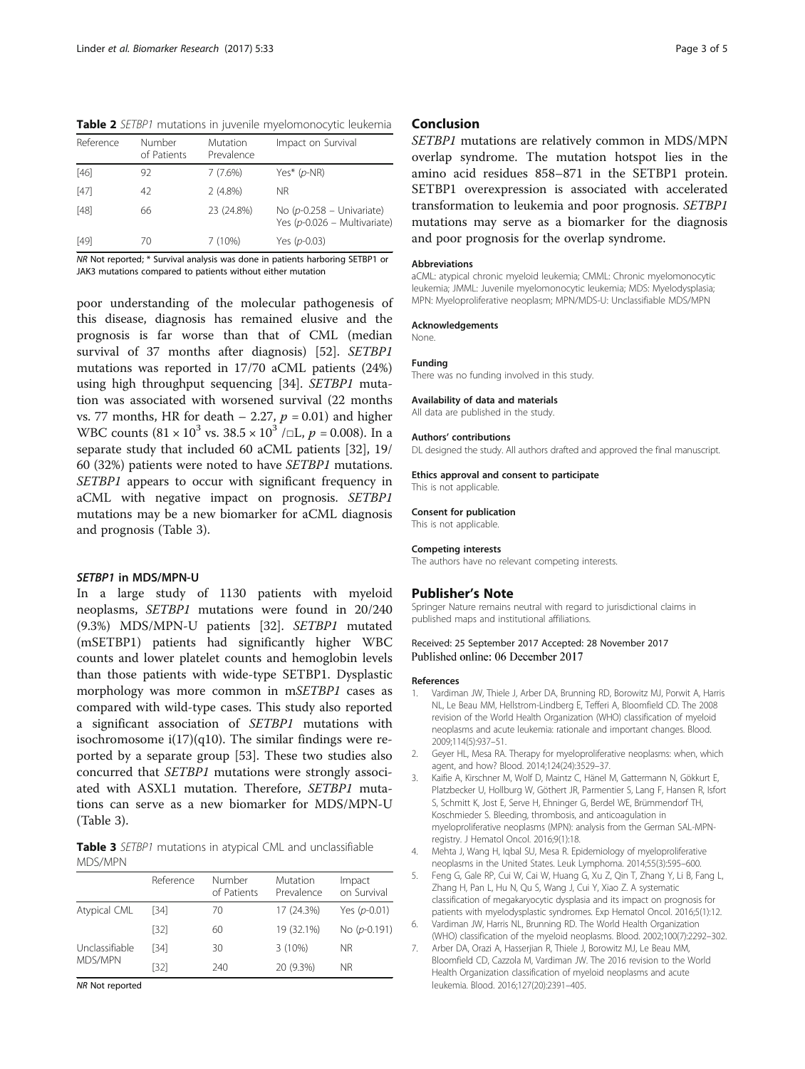**Table 2** *SETBP1* mutations in juvenile myelomonocytic leukemia

| Reference | Number of Patients | Mutation Prevalence | Impact on Survival |
|---|---|---|---|
| [46] | 92 | 7 (7.6%) | Yes* ($p$-NR) |
| [47] | 42 | 2 (4.8%) | NR |
| [48] | 66 | 23 (24.8%) | No ($p$-0.258 – Univariate) Yes ($p$-0.026 – Multivariate) |
| [49] | 70 | 7 (10%) | Yes ($p$-0.03) |

*NR* Not reported; * Survival analysis was done in patients harboring SETBP1 or JAK3 mutations compared to patients without either mutation

poor understanding of the molecular pathogenesis of this disease, diagnosis has remained elusive and the prognosis is far worse than that of CML (median survival of 37 months after diagnosis) [52]. *SETBP1* mutations was reported in 17/70 aCML patients (24%) using high throughput sequencing [34]. *SETBP1* mutation was associated with worsened survival (22 months vs. 77 months, HR for death – 2.27, $p = 0.01$) and higher WBC counts ($81 \times 10^3$ vs. $38.5 \times 10^3$ /□L, $p = 0.008$). In a separate study that included 60 aCML patients [32], 19/60 (32%) patients were noted to have *SETBP1* mutations. *SETBP1* appears to occur with significant frequency in aCML with negative impact on prognosis. *SETBP1* mutations may be a new biomarker for aCML diagnosis and prognosis (Table 3).

### *SETBP1* in MDS/MPN-U

In a large study of 1130 patients with myeloid neoplasms, *SETBP1* mutations were found in 20/240 (9.3%) MDS/MPN-U patients [32]. *SETBP1* mutated (mSETBP1) patients had significantly higher WBC counts and lower platelet counts and hemoglobin levels than those patients with wide-type SETBP1. Dysplastic morphology was more common in m*SETBP1* cases as compared with wild-type cases. This study also reported a significant association of *SETBP1* mutations with isochromosome i(17)(q10). The similar findings were reported by a separate group [53]. These two studies also concurred that *SETBP1* mutations were strongly associated with ASXL1 mutation. Therefore, *SETBP1* mutations can serve as a new biomarker for MDS/MPN-U (Table 3).

**Table 3** *SETBP1* mutations in atypical CML and unclassifiable MDS/MPN

| | Reference | Number of Patients | Mutation Prevalence | Impact on Survival |
|---|---|---|---|---|
| Atypical CML | [34] | 70 | 17 (24.3%) | Yes ($p$-0.01) |
| | [32] | 60 | 19 (32.1%) | No ($p$-0.191) |
| Unclassifiable MDS/MPN | [34] | 30 | 3 (10%) | NR |
| | [32] | 240 | 20 (9.3%) | NR |

*NR* Not reported

## Conclusion

*SETBP1* mutations are relatively common in MDS/MPN overlap syndrome. The mutation hotspot lies in the amino acid residues 858–871 in the SETBP1 protein. SETBP1 overexpression is associated with accelerated transformation to leukemia and poor prognosis. *SETBP1* mutations may serve as a biomarker for the diagnosis and poor prognosis for the overlap syndrome.

#### Abbreviations

aCML: atypical chronic myeloid leukemia; CMML: Chronic myelomonocytic leukemia; JMML: Juvenile myelomonocytic leukemia; MDS: Myelodysplasia; MPN: Myeloproliferative neoplasm; MPN/MDS-U: Unclassifiable MDS/MPN

#### Acknowledgements

None.

#### Funding

There was no funding involved in this study.

#### Availability of data and materials

All data are published in the study.

#### Authors' contributions

DL designed the study. All authors drafted and approved the final manuscript.

#### Ethics approval and consent to participate

This is not applicable.

#### Consent for publication

This is not applicable.

#### Competing interests

The authors have no relevant competing interests.

## Publisher's Note

Springer Nature remains neutral with regard to jurisdictional claims in published maps and institutional affiliations.

Received: 25 September 2017 Accepted: 28 November 2017
Published online: 06 December 2017

#### References

1. Vardiman JW, Thiele J, Arber DA, Brunning RD, Borowitz MJ, Porwit A, Harris NL, Le Beau MM, Hellstrom-Lindberg E, Tefferi A, Bloomfield CD. The 2008 revision of the World Health Organization (WHO) classification of myeloid neoplasms and acute leukemia: rationale and important changes. Blood. 2009;114(5):937–51.
2. Geyer HL, Mesa RA. Therapy for myeloproliferative neoplasms: when, which agent, and how? Blood. 2014;124(24):3529–37.
3. Kaifie A, Kirschner M, Wolf D, Maintz C, Hänel M, Gattermann N, Gökkurt E, Platzbecker U, Hollburg W, Göthert JR, Parmentier S, Lang F, Hansen R, Isfort S, Schmitt K, Jost E, Serve H, Ehninger G, Berdel WE, Brümmendorf TH, Koschmieder S. Bleeding, thrombosis, and anticoagulation in myeloproliferative neoplasms (MPN): analysis from the German SAL-MPN-registry. J Hematol Oncol. 2016;9(1):18.
4. Mehta J, Wang H, Iqbal SU, Mesa R. Epidemiology of myeloproliferative neoplasms in the United States. Leuk Lymphoma. 2014;55(3):595–600.
5. Feng G, Gale RP, Cui W, Cai W, Huang G, Xu Z, Qin T, Zhang Y, Li B, Fang L, Zhang H, Pan L, Hu N, Qu S, Wang J, Cui Y, Xiao Z. A systematic classification of megakaryocytic dysplasia and its impact on prognosis for patients with myelodysplastic syndromes. Exp Hematol Oncol. 2016;5(1):12.
6. Vardiman JW, Harris NL, Brunning RD. The World Health Organization (WHO) classification of the myeloid neoplasms. Blood. 2002;100(7):2292–302.
7. Arber DA, Orazi A, Hasserjian R, Thiele J, Borowitz MJ, Le Beau MM, Bloomfield CD, Cazzola M, Vardiman JW. The 2016 revision to the World Health Organization classification of myeloid neoplasms and acute leukemia. Blood. 2016;127(20):2391–405.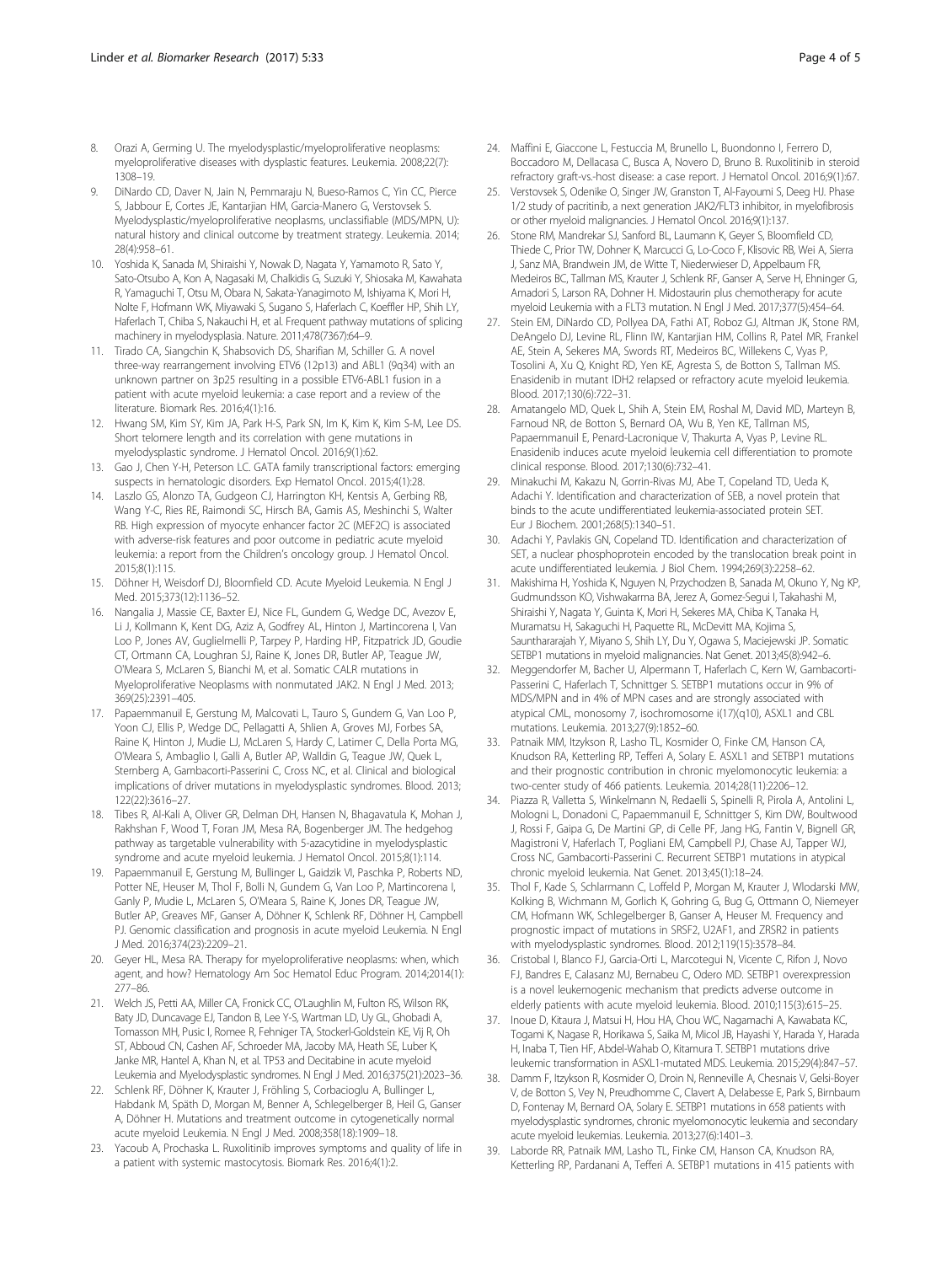8. Orazi A, Germing U. The myelodysplastic/myeloproliferative neoplasms: myeloproliferative diseases with dysplastic features. Leukemia. 2008;22(7): 1308–19.
9. DiNardo CD, Daver N, Jain N, Pemmaraju N, Bueso-Ramos C, Yin CC, Pierce S, Jabbour E, Cortes JE, Kantarjian HM, Garcia-Manero G, Verstovsek S. Myelodysplastic/myeloproliferative neoplasms, unclassifiable (MDS/MPN, U): natural history and clinical outcome by treatment strategy. Leukemia. 2014; 28(4):958–61.
10. Yoshida K, Sanada M, Shiraishi Y, Nowak D, Nagata Y, Yamamoto R, Sato Y, Sato-Otsubo A, Kon A, Nagasaki M, Chalkidis G, Suzuki Y, Shiosaka M, Kawahata R, Yamaguchi T, Otsu M, Obara N, Sakata-Yanagimoto M, Ishiyama K, Mori H, Nolte F, Hofmann WK, Miyawaki S, Sugano S, Haferlach C, Koeffler HP, Shih LY, Haferlach T, Chiba S, Nakauchi H, et al. Frequent pathway mutations of splicing machinery in myelodysplasia. Nature. 2011;478(7367):64–9.
11. Tirado CA, Siangchin K, Shabsovich DS, Sharifian M, Schiller G. A novel three-way rearrangement involving ETV6 (12p13) and ABL1 (9q34) with an unknown partner on 3p25 resulting in a possible ETV6-ABL1 fusion in a patient with acute myeloid leukemia: a case report and a review of the literature. Biomark Res. 2016;4(1):16.
12. Hwang SM, Kim SY, Kim JA, Park H-S, Park SN, Im K, Kim K, Kim S-M, Lee DS. Short telomere length and its correlation with gene mutations in myelodysplastic syndrome. J Hematol Oncol. 2016;9(1):62.
13. Gao J, Chen Y-H, Peterson LC. GATA family transcriptional factors: emerging suspects in hematologic disorders. Exp Hematol Oncol. 2015;4(1):28.
14. Laszlo GS, Alonzo TA, Gudgeon CJ, Harrington KH, Kentsis A, Gerbing RB, Wang Y-C, Ries RE, Raimondi SC, Hirsch BA, Gamis AS, Meshinchi S, Walter RB. High expression of myocyte enhancer factor 2C (MEF2C) is associated with adverse-risk features and poor outcome in pediatric acute myeloid leukemia: a report from the Children's oncology group. J Hematol Oncol. 2015;8(1):115.
15. Döhner H, Weisdorf DJ, Bloomfield CD. Acute Myeloid Leukemia. N Engl J Med. 2015;373(12):1136–52.
16. Nangalia J, Massie CE, Baxter EJ, Nice FL, Gundem G, Wedge DC, Avezov E, Li J, Kollmann K, Kent DG, Aziz A, Godfrey AL, Hinton J, Martincorena I, Van Loo P, Jones AV, Guglielmelli P, Tarpey P, Harding HP, Fitzpatrick JD, Goudie CT, Ortmann CA, Loughran SJ, Raine K, Jones DR, Butler AP, Teague JW, O'Meara S, McLaren S, Bianchi M, et al. Somatic CALR mutations in Myeloproliferative Neoplasms with nonmutated JAK2. N Engl J Med. 2013; 369(25):2391–405.
17. Papaemmanuil E, Gerstung M, Malcovati L, Tauro S, Gundem G, Van Loo P, Yoon CJ, Ellis P, Wedge DC, Pellagatti A, Shlien A, Groves MJ, Forbes SA, Raine K, Hinton J, Mudie LJ, McLaren S, Hardy C, Latimer C, Della Porta MG, O'Meara S, Ambaglio I, Galli A, Butler AP, Walldin G, Teague JW, Quek L, Sternberg A, Gambacorti-Passerini C, Cross NC, et al. Clinical and biological implications of driver mutations in myelodysplastic syndromes. Blood. 2013; 122(22):3616–27.
18. Tibes R, Al-Kali A, Oliver GR, Delman DH, Hansen N, Bhagavatula K, Mohan J, Rakhshan F, Wood T, Foran JM, Mesa RA, Bogenberger JM. The hedgehog pathway as targetable vulnerability with 5-azacytidine in myelodysplastic syndrome and acute myeloid leukemia. J Hematol Oncol. 2015;8(1):114.
19. Papaemmanuil E, Gerstung M, Bullinger L, Gaidzik VI, Paschka P, Roberts ND, Potter NE, Heuser M, Thol F, Bolli N, Gundem G, Van Loo P, Martincorena I, Ganly P, Mudie L, McLaren S, O'Meara S, Raine K, Jones DR, Teague JW, Butler AP, Greaves MF, Ganser A, Döhner K, Schlenk RF, Döhner H, Campbell PJ. Genomic classification and prognosis in acute myeloid Leukemia. N Engl J Med. 2016;374(23):2209–21.
20. Geyer HL, Mesa RA. Therapy for myeloproliferative neoplasms: when, which agent, and how? Hematology Am Soc Hematol Educ Program. 2014;2014(1): 277–86.
21. Welch JS, Petti AA, Miller CA, Fronick CC, O'Laughlin M, Fulton RS, Wilson RK, Baty JD, Duncavage EJ, Tandon B, Lee Y-S, Wartman LD, Uy GL, Ghobadi A, Tomasson MH, Pusic I, Romee R, Fehniger TA, Stockerl-Goldstein KE, Vij R, Oh ST, Abboud CN, Cashen AF, Schroeder MA, Jacoby MA, Heath SE, Luber K, Janke MR, Hantel A, Khan N, et al. TP53 and Decitabine in acute myeloid Leukemia and Myelodysplastic syndromes. N Engl J Med. 2016;375(21):2023–36.
22. Schlenk RF, Döhner K, Krauter J, Fröhling S, Corbacioglu A, Bullinger L, Habdank M, Späth D, Morgan M, Benner A, Schlegelberger B, Heil G, Ganser A, Döhner H. Mutations and treatment outcome in cytogenetically normal acute myeloid Leukemia. N Engl J Med. 2008;358(18):1909–18.
23. Yacoub A, Prochaska L. Ruxolitinib improves symptoms and quality of life in a patient with systemic mastocytosis. Biomark Res. 2016;4(1):2.
24. Maffini E, Giaccone L, Festuccia M, Brunello L, Buondonno I, Ferrero D, Boccadoro M, Dellacasa C, Busca A, Novero D, Bruno B. Ruxolitinib in steroid refractory graft-vs.-host disease: a case report. J Hematol Oncol. 2016;9(1):67.
25. Verstovsek S, Odenike O, Singer JW, Granston T, Al-Fayoumi S, Deeg HJ. Phase 1/2 study of pacritinib, a next generation JAK2/FLT3 inhibitor, in myelofibrosis or other myeloid malignancies. J Hematol Oncol. 2016;9(1):137.
26. Stone RM, Mandrekar SJ, Sanford BL, Laumann K, Geyer S, Bloomfield CD, Thiede C, Prior TW, Dohner K, Marcucci G, Lo-Coco F, Klisovic RB, Wei A, Sierra J, Sanz MA, Brandwein JM, de Witte T, Niederwieser D, Appelbaum FR, Medeiros BC, Tallman MS, Krauter J, Schlenk RF, Ganser A, Serve H, Ehninger G, Amadori S, Larson RA, Dohner H. Midostaurin plus chemotherapy for acute myeloid Leukemia with a FLT3 mutation. N Engl J Med. 2017;377(5):454–64.
27. Stein EM, DiNardo CD, Pollyea DA, Fathi AT, Roboz GJ, Altman JK, Stone RM, DeAngelo DJ, Levine RL, Flinn IW, Kantarjian HM, Collins R, Patel MR, Frankel AE, Stein A, Sekeres MA, Swords RT, Medeiros BC, Willekens C, Vyas P, Tosolini A, Xu Q, Knight RD, Yen KE, Agresta S, de Botton S, Tallman MS. Enasidenib in mutant IDH2 relapsed or refractory acute myeloid leukemia. Blood. 2017;130(6):722–31.
28. Amatangelo MD, Quek L, Shih A, Stein EM, Roshal M, David MD, Marteyn B, Farnoud NR, de Botton S, Bernard OA, Wu B, Yen KE, Tallman MS, Papaemmanuil E, Penard-Lacronique V, Thakurta A, Vyas P, Levine RL. Enasidenib induces acute myeloid leukemia cell differentiation to promote clinical response. Blood. 2017;130(6):732–41.
29. Minakuchi M, Kakazu N, Gorrin-Rivas MJ, Abe T, Copeland TD, Ueda K, Adachi Y. Identification and characterization of SEB, a novel protein that binds to the acute undifferentiated leukemia-associated protein SET. Eur J Biochem. 2001;268(5):1340–51.
30. Adachi Y, Pavlakis GN, Copeland TD. Identification and characterization of SET, a nuclear phosphoprotein encoded by the translocation break point in acute undifferentiated leukemia. J Biol Chem. 1994;269(3):2258–62.
31. Makishima H, Yoshida K, Nguyen N, Przychodzen B, Sanada M, Okuno Y, Ng KP, Gudmundsson KO, Vishwakarma BA, Jerez A, Gomez-Segui I, Takahashi M, Shiraishi Y, Nagata Y, Guinta K, Mori H, Sekeres MA, Chiba K, Tanaka H, Muramatsu H, Sakaguchi H, Paquette RL, McDevitt MA, Kojima S, Saunthararajah Y, Miyano S, Shih LY, Du Y, Ogawa S, Maciejewski JP. Somatic SETBP1 mutations in myeloid malignancies. Nat Genet. 2013;45(8):942–6.
32. Meggendorfer M, Bacher U, Alpermann T, Haferlach C, Kern W, Gambacorti-Passerini C, Haferlach T, Schnittger S. SETBP1 mutations occur in 9% of MDS/MPN and in 4% of MPN cases and are strongly associated with atypical CML, monosomy 7, isochromosome i(17)(q10), ASXL1 and CBL mutations. Leukemia. 2013;27(9):1852–60.
33. Patnaik MM, Itzykson R, Lasho TL, Kosmider O, Finke CM, Hanson CA, Knudson RA, Ketterling RP, Tefferi A, Solary E. ASXL1 and SETBP1 mutations and their prognostic contribution in chronic myelomonocytic leukemia: a two-center study of 466 patients. Leukemia. 2014;28(11):2206–12.
34. Piazza R, Valletta S, Winkelmann N, Redaelli S, Spinelli R, Pirola A, Antolini L, Mologni L, Donadoni C, Papaemmanuil E, Schnittger S, Kim DW, Boultwood J, Rossi F, Gaipa G, De Martini GP, di Celle PF, Jang HG, Fantin V, Bignell GR, Magistroni V, Haferlach T, Pogliani EM, Campbell PJ, Chase AJ, Tapper WJ, Cross NC, Gambacorti-Passerini C. Recurrent SETBP1 mutations in atypical chronic myeloid leukemia. Nat Genet. 2013;45(1):18–24.
35. Thol F, Kade S, Schlarmann C, Loffeld P, Morgan M, Krauter J, Wlodarski MW, Kolking B, Wichmann M, Gorlich K, Gohring G, Bug G, Ottmann O, Niemeyer CM, Hofmann WK, Schlegelberger B, Ganser A, Heuser M. Frequency and prognostic impact of mutations in SRSF2, U2AF1, and ZRSR2 in patients with myelodysplastic syndromes. Blood. 2012;119(15):3578–84.
36. Cristobal I, Blanco FJ, Garcia-Orti L, Marcotegui N, Vicente C, Rifon J, Novo FJ, Bandres E, Calasanz MJ, Bernabeu C, Odero MD. SETBP1 overexpression is a novel leukemogenic mechanism that predicts adverse outcome in elderly patients with acute myeloid leukemia. Blood. 2010;115(3):615–25.
37. Inoue D, Kitaura J, Matsui H, Hou HA, Chou WC, Nagamachi A, Kawabata KC, Togami K, Nagase R, Horikawa S, Saika M, Micol JB, Hayashi Y, Harada Y, Harada H, Inaba T, Tien HF, Abdel-Wahab O, Kitamura T. SETBP1 mutations drive leukemic transformation in ASXL1-mutated MDS. Leukemia. 2015;29(4):847–57.
38. Damm F, Itzykson R, Kosmider O, Droin N, Renneville A, Chesnais V, Gelsi-Boyer V, de Botton S, Vey N, Preudhomme C, Clavert A, Delabesse E, Park S, Birnbaum D, Fontenay M, Bernard OA, Solary E. SETBP1 mutations in 658 patients with myelodysplastic syndromes, chronic myelomonocytic leukemia and secondary acute myeloid leukemias. Leukemia. 2013;27(6):1401–3.
39. Laborde RR, Patnaik MM, Lasho TL, Finke CM, Hanson CA, Knudson RA, Ketterling RP, Pardanani A, Tefferi A. SETBP1 mutations in 415 patients with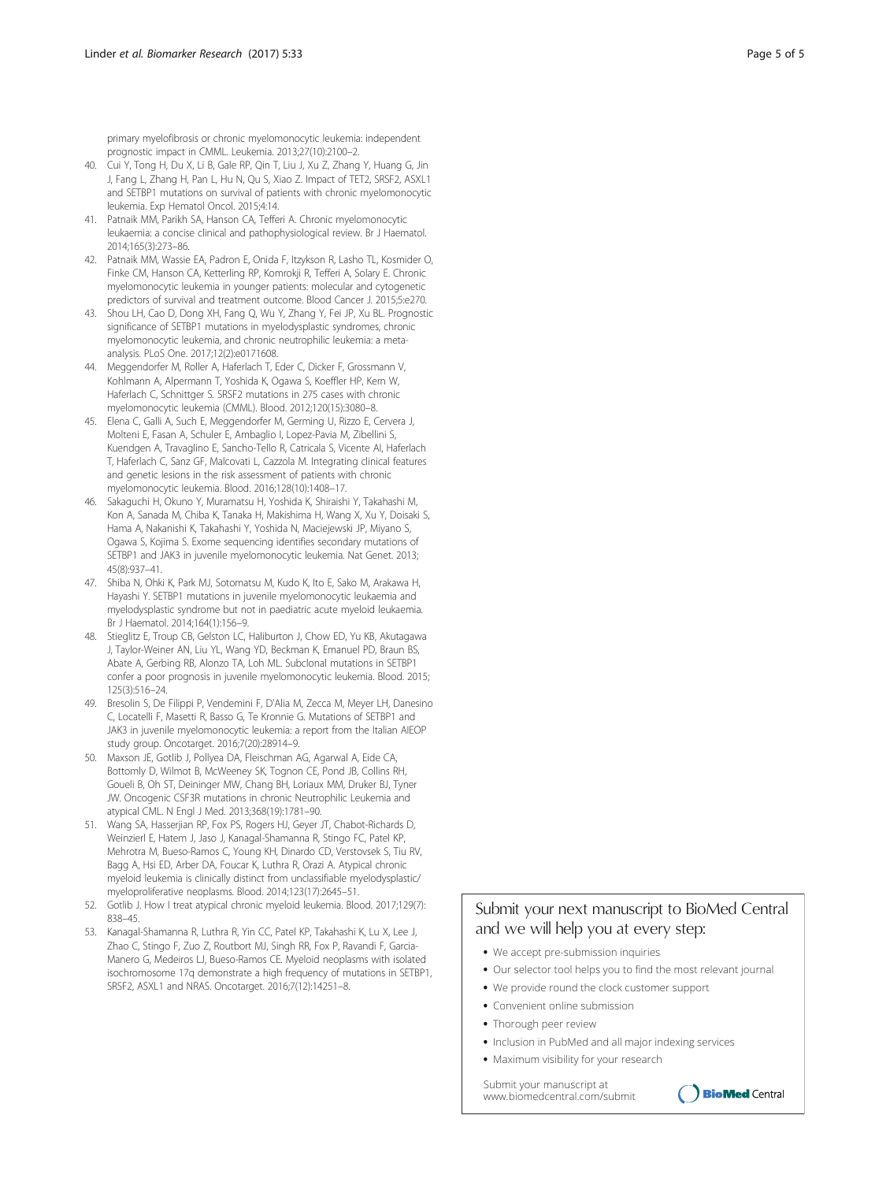primary myelofibrosis or chronic myelomonocytic leukemia: independent prognostic impact in CMML. Leukemia. 2013;27(10):2100–2.

40. Cui Y, Tong H, Du X, Li B, Gale RP, Qin T, Liu J, Xu Z, Zhang Y, Huang G, Jin J, Fang L, Zhang H, Pan L, Hu N, Qu S, Xiao Z. Impact of TET2, SRSF2, ASXL1 and SETBP1 mutations on survival of patients with chronic myelomonocytic leukemia. Exp Hematol Oncol. 2015;4:14.
41. Patnaik MM, Parikh SA, Hanson CA, Tefferi A. Chronic myelomonocytic leukaemia: a concise clinical and pathophysiological review. Br J Haematol. 2014;165(3):273–86.
42. Patnaik MM, Wassie EA, Padron E, Onida F, Itzykson R, Lasho TL, Kosmider O, Finke CM, Hanson CA, Ketterling RP, Komrokji R, Tefferi A, Solary E. Chronic myelomonocytic leukemia in younger patients: molecular and cytogenetic predictors of survival and treatment outcome. Blood Cancer J. 2015;5:e270.
43. Shou LH, Cao D, Dong XH, Fang Q, Wu Y, Zhang Y, Fei JP, Xu BL. Prognostic significance of SETBP1 mutations in myelodysplastic syndromes, chronic myelomonocytic leukemia, and chronic neutrophilic leukemia: a meta-analysis. PLoS One. 2017;12(2):e0171608.
44. Meggendorfer M, Roller A, Haferlach T, Eder C, Dicker F, Grossmann V, Kohlmann A, Alpermann T, Yoshida K, Ogawa S, Koeffler HP, Kern W, Haferlach C, Schnittger S. SRSF2 mutations in 275 cases with chronic myelomonocytic leukemia (CMML). Blood. 2012;120(15):3080–8.
45. Elena C, Galli A, Such E, Meggendorfer M, Germing U, Rizzo E, Cervera J, Molteni E, Fasan A, Schuler E, Ambaglio I, Lopez-Pavia M, Zibellini S, Kuendgen A, Travaglino E, Sancho-Tello R, Catricala S, Vicente AI, Haferlach T, Haferlach C, Sanz GF, Malcovati L, Cazzola M. Integrating clinical features and genetic lesions in the risk assessment of patients with chronic myelomonocytic leukemia. Blood. 2016;128(10):1408–17.
46. Sakaguchi H, Okuno Y, Muramatsu H, Yoshida K, Shiraishi Y, Takahashi M, Kon A, Sanada M, Chiba K, Tanaka H, Makishima H, Wang X, Xu Y, Doisaki S, Hama A, Nakanishi K, Takahashi Y, Yoshida N, Maciejewski JP, Miyano S, Ogawa S, Kojima S. Exome sequencing identifies secondary mutations of SETBP1 and JAK3 in juvenile myelomonocytic leukemia. Nat Genet. 2013; 45(8):937–41.
47. Shiba N, Ohki K, Park MJ, Sotomatsu M, Kudo K, Ito E, Sako M, Arakawa H, Hayashi Y. SETBP1 mutations in juvenile myelomonocytic leukaemia and myelodysplastic syndrome but not in paediatric acute myeloid leukaemia. Br J Haematol. 2014;164(1):156–9.
48. Stieglitz E, Troup CB, Gelston LC, Haliburton J, Chow ED, Yu KB, Akutagawa J, Taylor-Weiner AN, Liu YL, Wang YD, Beckman K, Emanuel PD, Braun BS, Abate A, Gerbing RB, Alonzo TA, Loh ML. Subclonal mutations in SETBP1 confer a poor prognosis in juvenile myelomonocytic leukemia. Blood. 2015; 125(3):516–24.
49. Bresolin S, De Filippi P, Vendemini F, D'Alia M, Zecca M, Meyer LH, Danesino C, Locatelli F, Masetti R, Basso G, Te Kronnie G. Mutations of SETBP1 and JAK3 in juvenile myelomonocytic leukemia: a report from the Italian AIEOP study group. Oncotarget. 2016;7(20):28914–9.
50. Maxson JE, Gotlib J, Pollyea DA, Fleischman AG, Agarwal A, Eide CA, Bottomly D, Wilmot B, McWeeney SK, Tognon CE, Pond JB, Collins RH, Goueli B, Oh ST, Deininger MW, Chang BH, Loriaux MM, Druker BJ, Tyner JW. Oncogenic CSF3R mutations in chronic Neutrophilic Leukemia and atypical CML. N Engl J Med. 2013;368(19):1781–90.
51. Wang SA, Hasserjian RP, Fox PS, Rogers HJ, Geyer JT, Chabot-Richards D, Weinzierl E, Hatem J, Jaso J, Kanagal-Shamanna R, Stingo FC, Patel KP, Mehrotra M, Bueso-Ramos C, Young KH, Dinardo CD, Verstovsek S, Tiu RV, Bagg A, Hsi ED, Arber DA, Foucar K, Luthra R, Orazi A. Atypical chronic myeloid leukemia is clinically distinct from unclassifiable myelodysplastic/ myeloproliferative neoplasms. Blood. 2014;123(17):2645–51.
52. Gotlib J. How I treat atypical chronic myeloid leukemia. Blood. 2017;129(7): 838–45.
53. Kanagal-Shamanna R, Luthra R, Yin CC, Patel KP, Takahashi K, Lu X, Lee J, Zhao C, Stingo F, Zuo Z, Routbort MJ, Singh RR, Fox P, Ravandi F, Garcia-Manero G, Medeiros LJ, Bueso-Ramos CE. Myeloid neoplasms with isolated isochromosome 17q demonstrate a high frequency of mutations in SETBP1, SRSF2, ASXL1 and NRAS. Oncotarget. 2016;7(12):14251–8.

Submit your next manuscript to BioMed Central and we will help you at every step:

- We accept pre-submission inquiries
- Our selector tool helps you to find the most relevant journal
- We provide round the clock customer support
- Convenient online submission
- Thorough peer review
- Inclusion in PubMed and all major indexing services
- Maximum visibility for your research

Submit your manuscript at www.biomedcentral.com/submit

BioMed Central